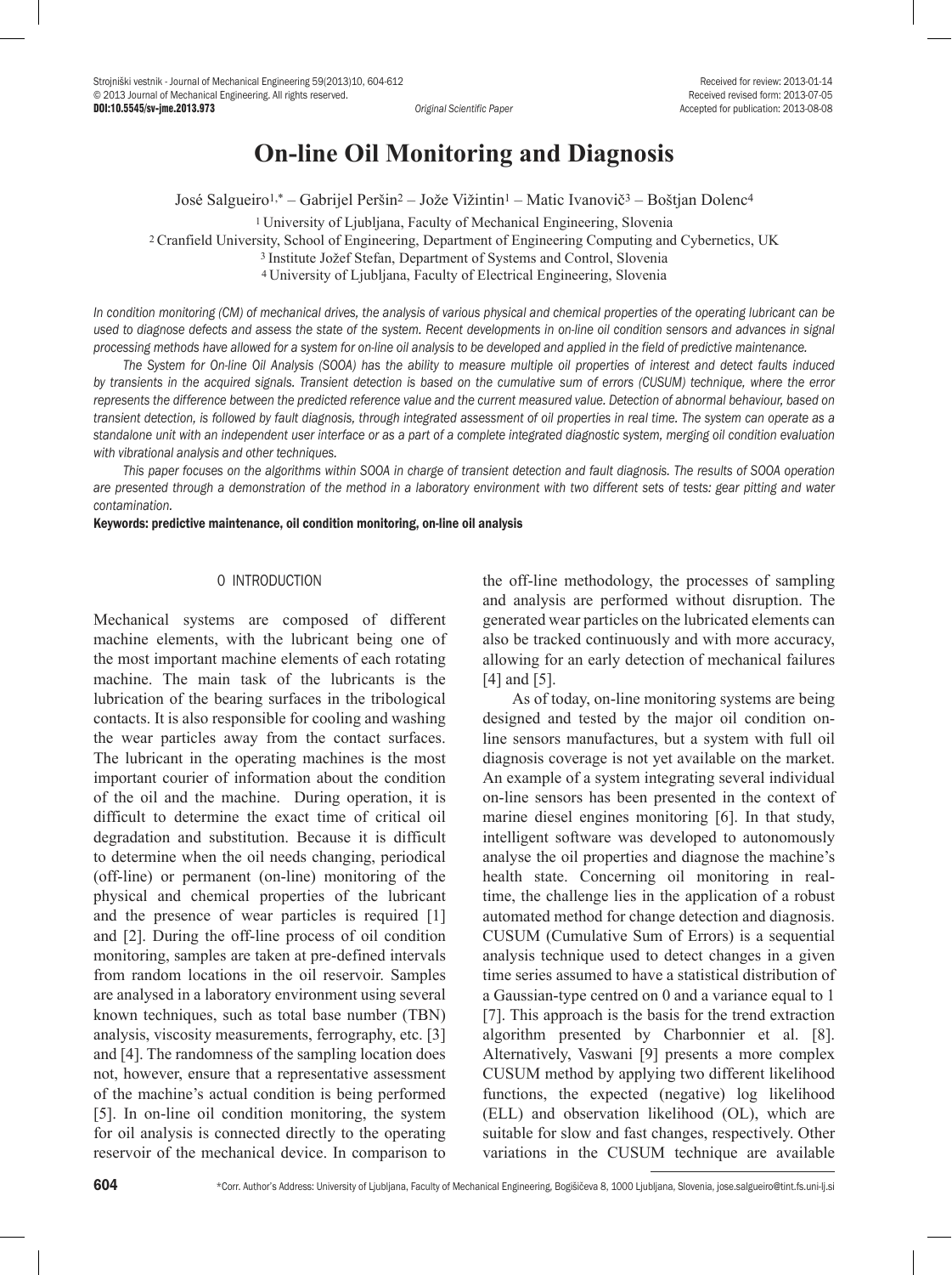Original Scientific Paper

Received for review: 2013-01-14
Received revised form: 2013-07-05
Accepted for publication: 2013-08-08

# On-line Oil Monitoring and Diagnosis

José Salgueiro[1,*] – Gabrijel Peršin[2] – Jože Vižintin[1] – Matic Ivanovič[3] – Boštjan Dolenc[4]

[1] University of Ljubljana, Faculty of Mechanical Engineering, Slovenia
[2] Cranfield University, School of Engineering, Department of Engineering Computing and Cybernetics, UK
[3] Institute Jožef Stefan, Department of Systems and Control, Slovenia
[4] University of Ljubljana, Faculty of Electrical Engineering, Slovenia

*In condition monitoring (CM) of mechanical drives, the analysis of various physical and chemical properties of the operating lubricant can be used to diagnose defects and assess the state of the system. Recent developments in on-line oil condition sensors and advances in signal processing methods have allowed for a system for on-line oil analysis to be developed and applied in the field of predictive maintenance.*

*The System for On-line Oil Analysis (SOOA) has the ability to measure multiple oil properties of interest and detect faults induced by transients in the acquired signals. Transient detection is based on the cumulative sum of errors (CUSUM) technique, where the error represents the difference between the predicted reference value and the current measured value. Detection of abnormal behaviour, based on transient detection, is followed by fault diagnosis, through integrated assessment of oil properties in real time. The system can operate as a standalone unit with an independent user interface or as a part of a complete integrated diagnostic system, merging oil condition evaluation with vibrational analysis and other techniques.*

*This paper focuses on the algorithms within SOOA in charge of transient detection and fault diagnosis. The results of SOOA operation are presented through a demonstration of the method in a laboratory environment with two different sets of tests: gear pitting and water contamination.*

**Keywords: predictive maintenance, oil condition monitoring, on-line oil analysis**

## 0 INTRODUCTION

Mechanical systems are composed of different machine elements, with the lubricant being one of the most important machine elements of each rotating machine. The main task of the lubricants is the lubrication of the bearing surfaces in the tribological contacts. It is also responsible for cooling and washing the wear particles away from the contact surfaces. The lubricant in the operating machines is the most important courier of information about the condition of the oil and the machine. During operation, it is difficult to determine the exact time of critical oil degradation and substitution. Because it is difficult to determine when the oil needs changing, periodical (off-line) or permanent (on-line) monitoring of the physical and chemical properties of the lubricant and the presence of wear particles is required [1] and [2]. During the off-line process of oil condition monitoring, samples are taken at pre-defined intervals from random locations in the oil reservoir. Samples are analysed in a laboratory environment using several known techniques, such as total base number (TBN) analysis, viscosity measurements, ferrography, etc. [3] and [4]. The randomness of the sampling location does not, however, ensure that a representative assessment of the machine's actual condition is being performed [5]. In on-line oil condition monitoring, the system for oil analysis is connected directly to the operating reservoir of the mechanical device. In comparison to the off-line methodology, the processes of sampling and analysis are performed without disruption. The generated wear particles on the lubricated elements can also be tracked continuously and with more accuracy, allowing for an early detection of mechanical failures [4] and [5].

As of today, on-line monitoring systems are being designed and tested by the major oil condition on-line sensors manufactures, but a system with full oil diagnosis coverage is not yet available on the market. An example of a system integrating several individual on-line sensors has been presented in the context of marine diesel engines monitoring [6]. In that study, intelligent software was developed to autonomously analyse the oil properties and diagnose the machine's health state. Concerning oil monitoring in real-time, the challenge lies in the application of a robust automated method for change detection and diagnosis. CUSUM (Cumulative Sum of Errors) is a sequential analysis technique used to detect changes in a given time series assumed to have a statistical distribution of a Gaussian-type centred on 0 and a variance equal to 1 [7]. This approach is the basis for the trend extraction algorithm presented by Charbonnier et al. [8]. Alternatively, Vaswani [9] presents a more complex CUSUM method by applying two different likelihood functions, the expected (negative) log likelihood (ELL) and observation likelihood (OL), which are suitable for slow and fast changes, respectively. Other variations in the CUSUM technique are available

*Corr. Author's Address: University of Ljubljana, Faculty of Mechanical Engineering, Bogišičeva 8, 1000 Ljubljana, Slovenia, jose.salgueiro@tint.fs.uni-lj.si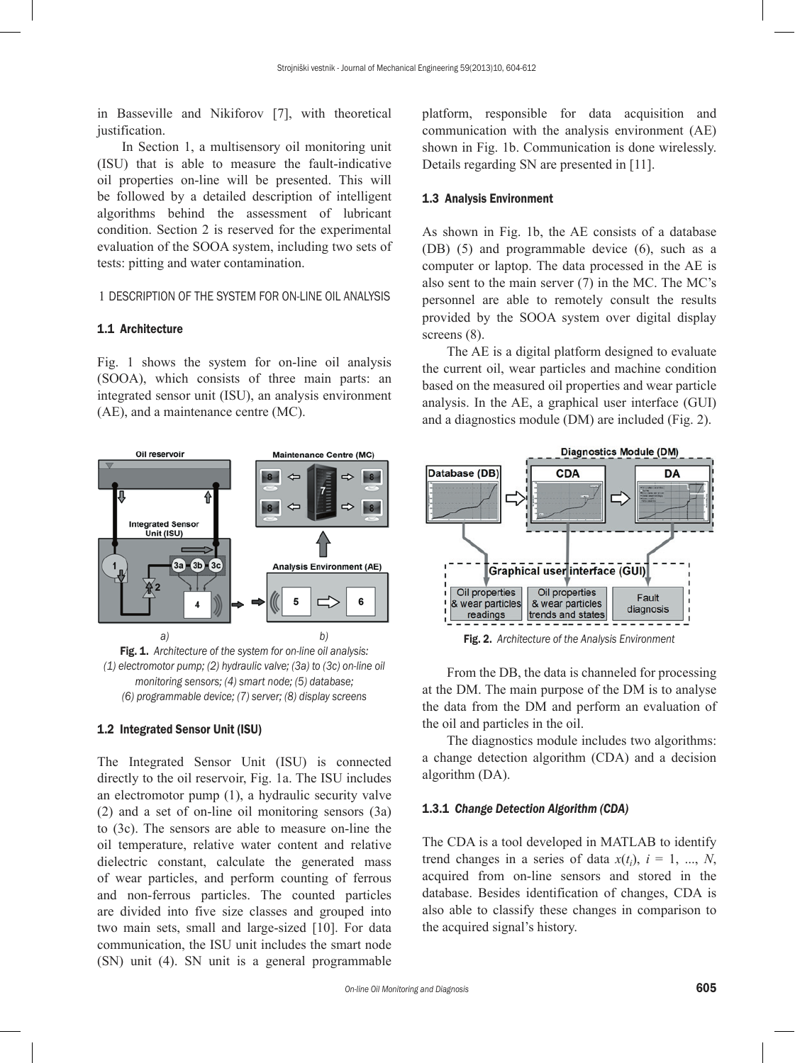in Basseville and Nikiforov [7], with theoretical justification.

In Section 1, a multisensory oil monitoring unit (ISU) that is able to measure the fault-indicative oil properties on-line will be presented. This will be followed by a detailed description of intelligent algorithms behind the assessment of lubricant condition. Section 2 is reserved for the experimental evaluation of the SOOA system, including two sets of tests: pitting and water contamination.

# 1 DESCRIPTION OF THE SYSTEM FOR ON-LINE OIL ANALYSIS

## 1.1 Architecture

Fig. 1 shows the system for on-line oil analysis (SOOA), which consists of three main parts: an integrated sensor unit (ISU), an analysis environment (AE), and a maintenance centre (MC).

**Fig. 1.** *Architecture of the system for on-line oil analysis: (1) electromotor pump; (2) hydraulic valve; (3a) to (3c) on-line oil monitoring sensors; (4) smart node; (5) database; (6) programmable device; (7) server; (8) display screens*

## 1.2 Integrated Sensor Unit (ISU)

The Integrated Sensor Unit (ISU) is connected directly to the oil reservoir, Fig. 1a. The ISU includes an electromotor pump (1), a hydraulic security valve (2) and a set of on-line oil monitoring sensors (3a) to (3c). The sensors are able to measure on-line the oil temperature, relative water content and relative dielectric constant, calculate the generated mass of wear particles, and perform counting of ferrous and non-ferrous particles. The counted particles are divided into five size classes and grouped into two main sets, small and large-sized [10]. For data communication, the ISU unit includes the smart node (SN) unit (4). SN unit is a general programmable platform, responsible for data acquisition and communication with the analysis environment (AE) shown in Fig. 1b. Communication is done wirelessly. Details regarding SN are presented in [11].

## 1.3 Analysis Environment

As shown in Fig. 1b, the AE consists of a database (DB) (5) and programmable device (6), such as a computer or laptop. The data processed in the AE is also sent to the main server (7) in the MC. The MC's personnel are able to remotely consult the results provided by the SOOA system over digital display screens (8).

The AE is a digital platform designed to evaluate the current oil, wear particles and machine condition based on the measured oil properties and wear particle analysis. In the AE, a graphical user interface (GUI) and a diagnostics module (DM) are included (Fig. 2).

**Fig. 2.** *Architecture of the Analysis Environment*

From the DB, the data is channeled for processing at the DM. The main purpose of the DM is to analyse the data from the DM and perform an evaluation of the oil and particles in the oil.

The diagnostics module includes two algorithms: a change detection algorithm (CDA) and a decision algorithm (DA).

### 1.3.1 *Change Detection Algorithm (CDA)*

The CDA is a tool developed in MATLAB to identify trend changes in a series of data $x(t_i)$, $i = 1, ..., N$, acquired from on-line sensors and stored in the database. Besides identification of changes, CDA is also able to classify these changes in comparison to the acquired signal's history.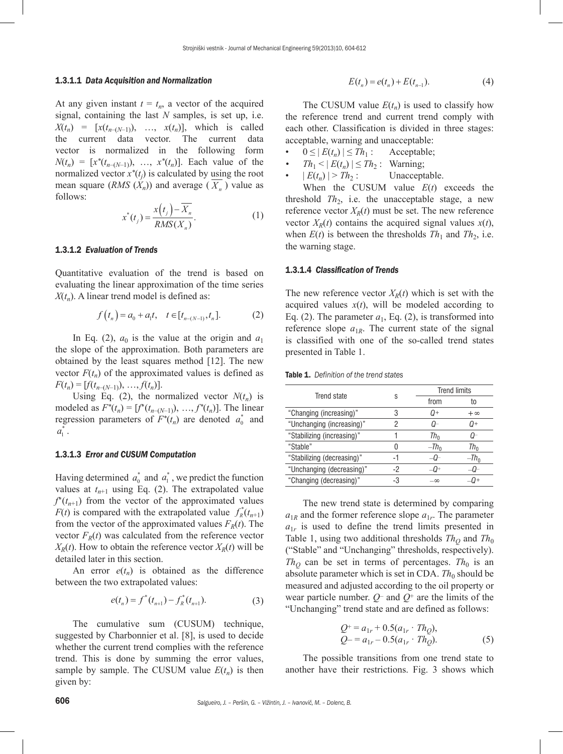#### 1.3.1.1 *Data Acquisition and Normalization*

At any given instant $t = t_n$, a vector of the acquired signal, containing the last $N$ samples, is set up, i.e. $X(t_n) = [x(t_{n-(N-1)}), \ldots, x(t_n)]$, which is called the current data vector. The current data vector is normalized in the following form $N(t_n) = [x^*(t_{n-(N-1)}), \ldots, x^*(t_n)]$. Each value of the normalized vector $x^*(t_j)$ is calculated by using the root mean square ($RMS(X_n)$) and average ($\overline{X_n}$) value as follows:

$$x^*(t_j) = \frac{x(t_j) - \overline{X_n}}{RMS(X_n)}. \tag{1}$$

#### 1.3.1.2 *Evaluation of Trends*

Quantitative evaluation of the trend is based on evaluating the linear approximation of the time series $X(t_n)$. A linear trend model is defined as:

$$f(t_n) = a_0 + a_1 t, \quad t \in [t_{n-(N-1)}, t_n]. \tag{2}$$

In Eq. (2), $a_0$ is the value at the origin and $a_1$ the slope of the approximation. Both parameters are obtained by the least squares method [12]. The new vector $F(t_n)$ of the approximated values is defined as $F(t_n) = [f(t_{n-(N-1)}), \ldots, f(t_n)]$.

Using Eq. (2), the normalized vector $N(t_n)$ is modeled as $F^*(t_n) = [f^*(t_{n-(N-1)}), \ldots, f^*(t_n)]$. The linear regression parameters of $F^*(t_n)$ are denoted $a_0^*$ and $a_1^*$.

#### 1.3.1.3 *Error and CUSUM Computation*

Having determined $a_0^*$ and $a_1^*$, we predict the function values at $t_{n+1}$ using Eq. (2). The extrapolated value $f^*(t_{n+1})$ from the vector of the approximated values $F(t)$ is compared with the extrapolated value $f_R^*(t_{n+1})$ from the vector of the approximated values $F_R(t)$. The vector $F_R(t)$ was calculated from the reference vector $X_R(t)$. How to obtain the reference vector $X_R(t)$ will be detailed later in this section.

An error $e(t_n)$ is obtained as the difference between the two extrapolated values:

$$e(t_n) = f^*(t_{n+1}) - f_R^*(t_{n+1}). \tag{3}$$

The cumulative sum (CUSUM) technique, suggested by Charbonnier et al. [8], is used to decide whether the current trend complies with the reference trend. This is done by summing the error values, sample by sample. The CUSUM value $E(t_n)$ is then given by:

$$E(t_n) = e(t_n) + E(t_{n-1}). \tag{4}$$

The CUSUM value $E(t_n)$ is used to classify how the reference trend and current trend comply with each other. Classification is divided in three stages: acceptable, warning and unacceptable:

- $0 \leq |E(t_n)| \leq Th_1$ : Acceptable;
- $Th_1 < |E(t_n)| \leq Th_2$ : Warning;
- $|E(t_n)| > Th_2$ : Unacceptable.

When the CUSUM value $E(t)$ exceeds the threshold $Th_2$, i.e. the unacceptable stage, a new reference vector $X_R(t)$ must be set. The new reference vector $X_R(t)$ contains the acquired signal values $x(t)$, when $E(t)$ is between the thresholds $Th_1$ and $Th_2$, i.e. the warning stage.

#### 1.3.1.4 *Classification of Trends*

The new reference vector $X_R(t)$ which is set with the acquired values $x(t)$, will be modeled according to Eq. (2). The parameter $a_1$, Eq. (2), is transformed into reference slope $a_{1R}$. The current state of the signal is classified with one of the so-called trend states presented in Table 1.

**Table 1.** *Definition of the trend states*

| Trend state | s | Trend limits | |
|---|---|---|---|
| | | from | to |
| "Changing (increasing)" | 3 | $Q+$ | $+\infty$ |
| "Unchanging (increasing)" | 2 | $Q-$ | $Q+$ |
| "Stabilizing (increasing)" | 1 | $Th_0$ | $Q-$ |
| "Stable" | 0 | $-Th_0$ | $Th_0$ |
| "Stabilizing (decreasing)" | -1 | $-Q-$ | $-Th_0$ |
| "Unchanging (decreasing)" | -2 | $-Q+$ | $-Q-$ |
| "Changing (decreasing)" | -3 | $-\infty$ | $-Q+$ |

The new trend state is determined by comparing $a_{1R}$ and the former reference slope $a_{1r}$. The parameter $a_{1r}$ is used to define the trend limits presented in Table 1, using two additional thresholds $Th_Q$ and $Th_0$ ("Stable" and "Unchanging" thresholds, respectively). $Th_Q$ can be set in terms of percentages. $Th_0$ is an absolute parameter which is set in CDA. $Th_0$ should be measured and adjusted according to the oil property or wear particle number. $Q-$ and $Q+$ are the limits of the "Unchanging" trend state and are defined as follows:

$$\begin{aligned} Q+ &= a_{1r} + 0.5(a_{1r} \cdot Th_Q), \\ Q- &= a_{1r} - 0.5(a_{1r} \cdot Th_Q). \end{aligned} \tag{5}$$

The possible transitions from one trend state to another have their restrictions. Fig. 3 shows which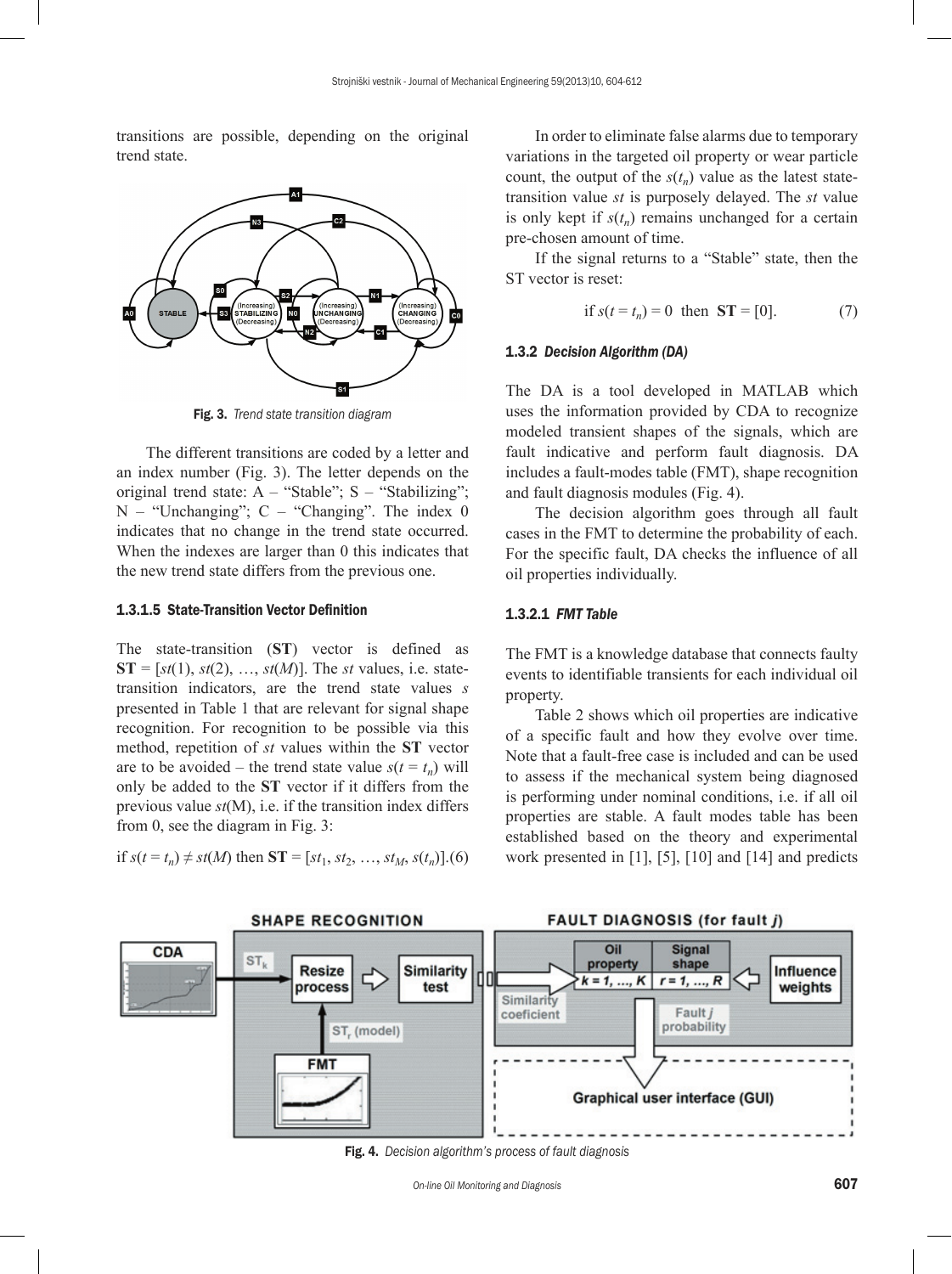transitions are possible, depending on the original trend state.

Fig. 3. *Trend state transition diagram*

The different transitions are coded by a letter and an index number (Fig. 3). The letter depends on the original trend state: A – "Stable"; S – "Stabilizing"; N – "Unchanging"; C – "Changing". The index 0 indicates that no change in the trend state occurred. When the indexes are larger than 0 this indicates that the new trend state differs from the previous one.

#### 1.3.1.5 State-Transition Vector Definition

The state-transition (**ST**) vector is defined as $\mathbf{ST} = [st(1), st(2), \ldots, st(M)]$. The $st$ values, i.e. state-transition indicators, are the trend state values $s$ presented in Table 1 that are relevant for signal shape recognition. For recognition to be possible via this method, repetition of $st$ values within the **ST** vector are to be avoided – the trend state value $s(t = t_n)$ will only be added to the **ST** vector if it differs from the previous value $st(M)$, i.e. if the transition index differs from 0, see the diagram in Fig. 3:

$$\text{if } s(t = t_n) \neq st(M) \text{ then } \mathbf{ST} = [st_1, st_2, \ldots, st_M, s(t_n)]. \quad (6)$$

In order to eliminate false alarms due to temporary variations in the targeted oil property or wear particle count, the output of the $s(t_n)$ value as the latest state-transition value $st$ is purposely delayed. The $st$ value is only kept if $s(t_n)$ remains unchanged for a certain pre-chosen amount of time.

If the signal returns to a "Stable" state, then the ST vector is reset:

$$\text{if } s(t = t_n) = 0 \text{ then } \mathbf{ST} = [0]. \quad (7)$$

### 1.3.2 *Decision Algorithm (DA)*

The DA is a tool developed in MATLAB which uses the information provided by CDA to recognize modeled transient shapes of the signals, which are fault indicative and perform fault diagnosis. DA includes a fault-modes table (FMT), shape recognition and fault diagnosis modules (Fig. 4).

The decision algorithm goes through all fault cases in the FMT to determine the probability of each. For the specific fault, DA checks the influence of all oil properties individually.

#### 1.3.2.1 *FMT Table*

The FMT is a knowledge database that connects faulty events to identifiable transients for each individual oil property.

Table 2 shows which oil properties are indicative of a specific fault and how they evolve over time. Note that a fault-free case is included and can be used to assess if the mechanical system being diagnosed is performing under nominal conditions, i.e. if all oil properties are stable. A fault modes table has been established based on the theory and experimental work presented in [1], [5], [10] and [14] and predicts

Fig. 4. *Decision algorithm's process of fault diagnosis*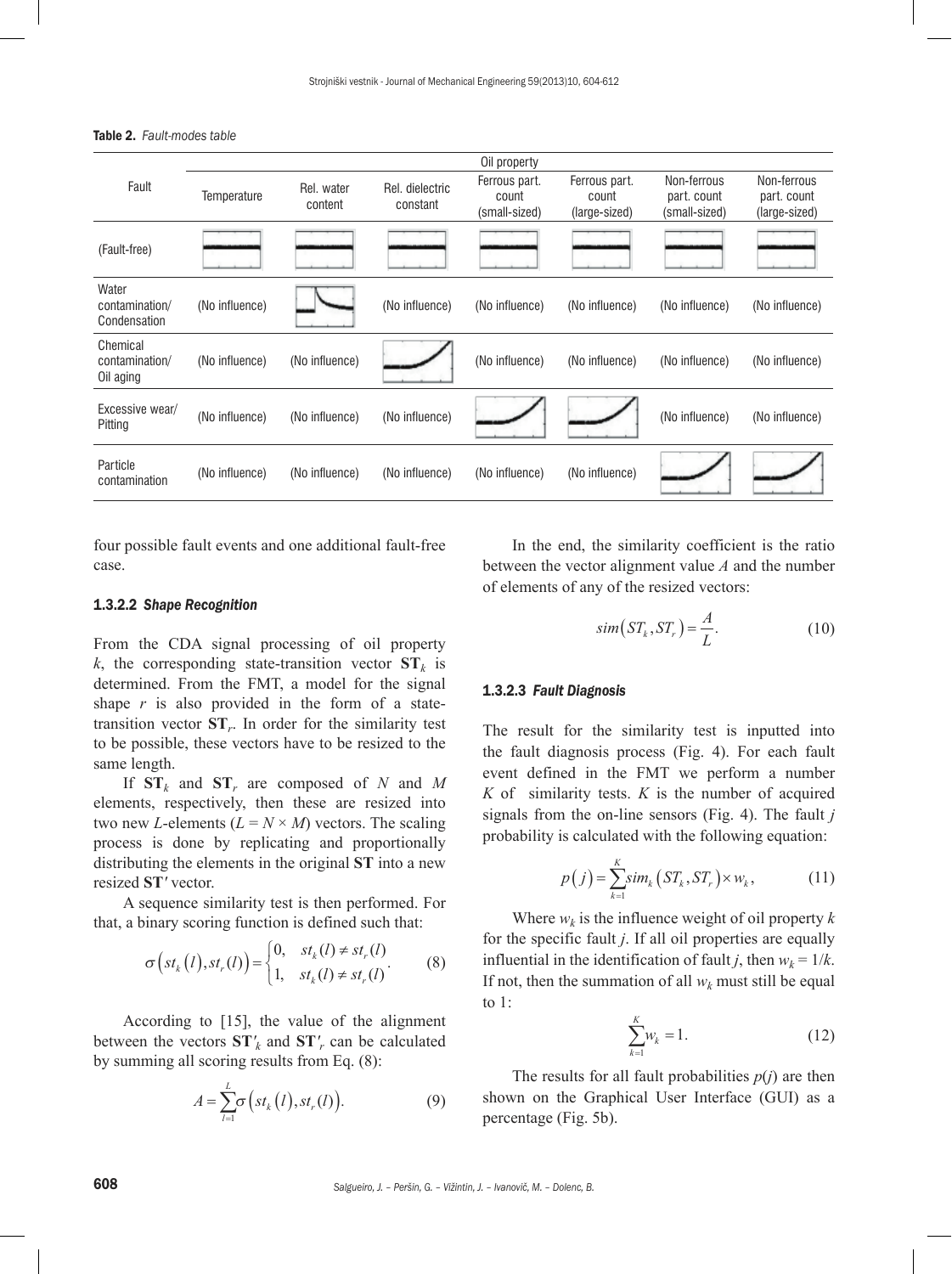**Table 2.** *Fault-modes table*

| Fault | Oil property | | | | | | |
|---|---|---|---|---|---|---|---|
| | Temperature | Rel. water content | Rel. dielectric constant | Ferrous part. count (small-sized) | Ferrous part. count (large-sized) | Non-ferrous part. count (small-sized) | Non-ferrous part. count (large-sized) |
| (Fault-free) | | | | | | | |
| Water contamination/ Condensation | (No influence) | | (No influence) | (No influence) | (No influence) | (No influence) | (No influence) |
| Chemical contamination/ Oil aging | (No influence) | (No influence) | | (No influence) | (No influence) | (No influence) | (No influence) |
| Excessive wear/ Pitting | (No influence) | (No influence) | (No influence) | | | (No influence) | (No influence) |
| Particle contamination | (No influence) | (No influence) | (No influence) | (No influence) | (No influence) | | |

four possible fault events and one additional fault-free case.

#### 1.3.2.2 *Shape Recognition*

From the CDA signal processing of oil property $k$, the corresponding state-transition vector $\mathbf{ST}_k$ is determined. From the FMT, a model for the signal shape $r$ is also provided in the form of a state-transition vector $\mathbf{ST}_r$. In order for the similarity test to be possible, these vectors have to be resized to the same length.

If $\mathbf{ST}_k$ and $\mathbf{ST}_r$ are composed of $N$ and $M$ elements, respectively, then these are resized into two new $L$-elements ($L = N \times M$) vectors. The scaling process is done by replicating and proportionally distributing the elements in the original $\mathbf{ST}$ into a new resized $\mathbf{ST}'$ vector.

A sequence similarity test is then performed. For that, a binary scoring function is defined such that:

$$\sigma\left(st_k(l), st_r(l)\right) = \begin{cases} 0, & st_k(l) \neq st_r(l) \\ 1, & st_k(l) \neq st_r(l) \end{cases}. \tag{8}$$

According to [15], the value of the alignment between the vectors $\mathbf{ST}'_k$ and $\mathbf{ST}'_r$ can be calculated by summing all scoring results from Eq. (8):

$$A = \sum_{l=1}^{L} \sigma\left(st_k(l), st_r(l)\right). \tag{9}$$

In the end, the similarity coefficient is the ratio between the vector alignment value $A$ and the number of elements of any of the resized vectors:

$$sim\left(ST_k, ST_r\right) = \frac{A}{L}. \tag{10}$$

#### 1.3.2.3 *Fault Diagnosis*

The result for the similarity test is inputted into the fault diagnosis process (Fig. 4). For each fault event defined in the FMT we perform a number $K$ of similarity tests. $K$ is the number of acquired signals from the on-line sensors (Fig. 4). The fault $j$ probability is calculated with the following equation:

$$p(j) = \sum_{k=1}^{K} sim_k\left(ST_k, ST_r\right) \times w_k, \tag{11}$$

Where $w_k$ is the influence weight of oil property $k$ for the specific fault $j$. If all oil properties are equally influential in the identification of fault $j$, then $w_k = 1/k$. If not, then the summation of all $w_k$ must still be equal to 1:

$$\sum_{k=1}^{K} w_k = 1. \tag{12}$$

The results for all fault probabilities $p(j)$ are then shown on the Graphical User Interface (GUI) as a percentage (Fig. 5b).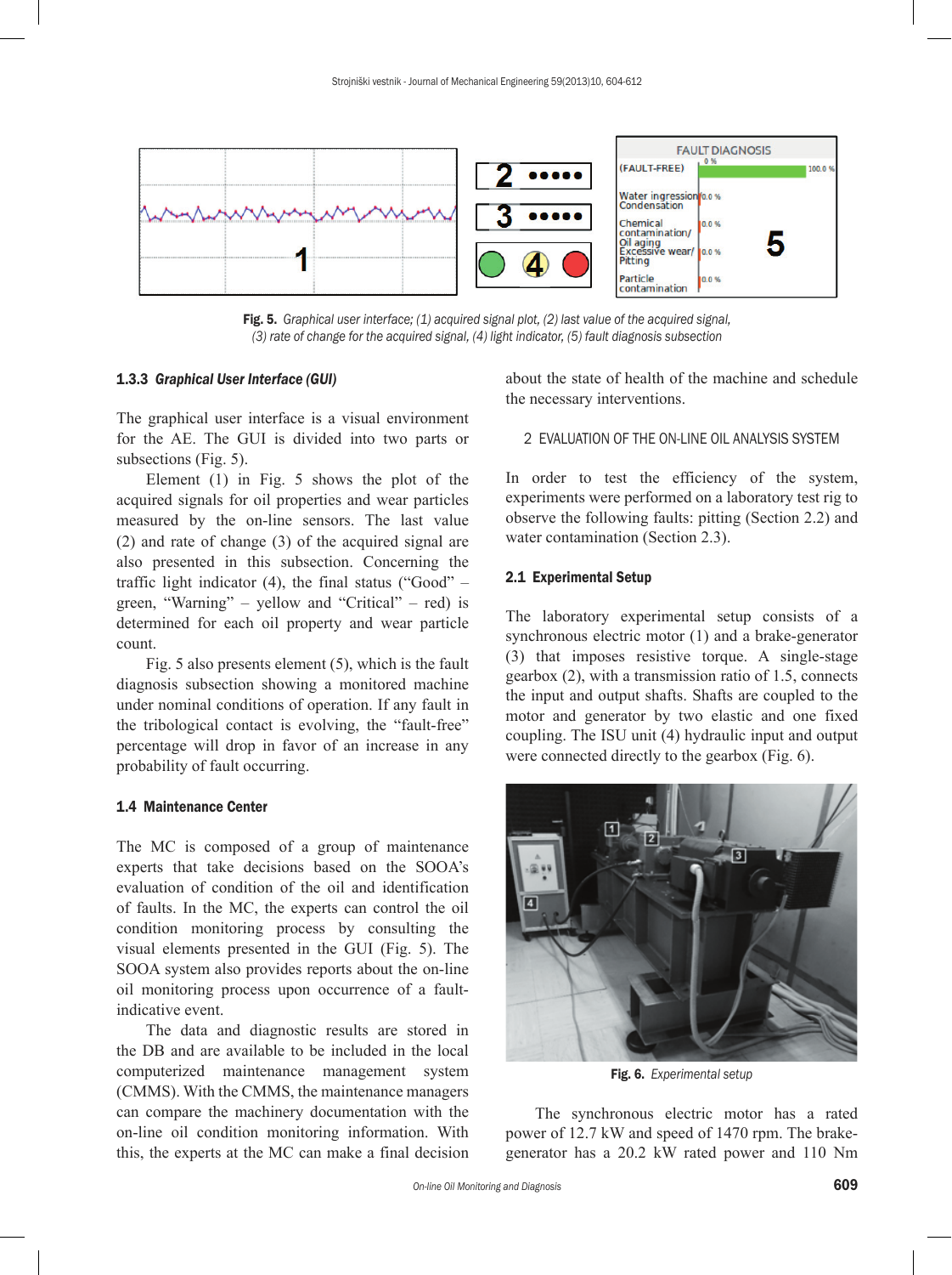Fig. 5. *Graphical user interface; (1) acquired signal plot, (2) last value of the acquired signal, (3) rate of change for the acquired signal, (4) light indicator, (5) fault diagnosis subsection*

### 1.3.3 *Graphical User Interface (GUI)*

The graphical user interface is a visual environment for the AE. The GUI is divided into two parts or subsections (Fig. 5).

Element (1) in Fig. 5 shows the plot of the acquired signals for oil properties and wear particles measured by the on-line sensors. The last value (2) and rate of change (3) of the acquired signal are also presented in this subsection. Concerning the traffic light indicator (4), the final status ("Good" – green, "Warning" – yellow and "Critical" – red) is determined for each oil property and wear particle count.

Fig. 5 also presents element (5), which is the fault diagnosis subsection showing a monitored machine under nominal conditions of operation. If any fault in the tribological contact is evolving, the "fault-free" percentage will drop in favor of an increase in any probability of fault occurring.

### 1.4 Maintenance Center

The MC is composed of a group of maintenance experts that take decisions based on the SOOA's evaluation of condition of the oil and identification of faults. In the MC, the experts can control the oil condition monitoring process by consulting the visual elements presented in the GUI (Fig. 5). The SOOA system also provides reports about the on-line oil monitoring process upon occurrence of a fault-indicative event.

The data and diagnostic results are stored in the DB and are available to be included in the local computerized maintenance management system (CMMS). With the CMMS, the maintenance managers can compare the machinery documentation with the on-line oil condition monitoring information. With this, the experts at the MC can make a final decision about the state of health of the machine and schedule the necessary interventions.

## 2 EVALUATION OF THE ON-LINE OIL ANALYSIS SYSTEM

In order to test the efficiency of the system, experiments were performed on a laboratory test rig to observe the following faults: pitting (Section 2.2) and water contamination (Section 2.3).

### 2.1 Experimental Setup

The laboratory experimental setup consists of a synchronous electric motor (1) and a brake-generator (3) that imposes resistive torque. A single-stage gearbox (2), with a transmission ratio of 1.5, connects the input and output shafts. Shafts are coupled to the motor and generator by two elastic and one fixed coupling. The ISU unit (4) hydraulic input and output were connected directly to the gearbox (Fig. 6).

Fig. 6. *Experimental setup*

The synchronous electric motor has a rated power of 12.7 kW and speed of 1470 rpm. The brake-generator has a 20.2 kW rated power and 110 Nm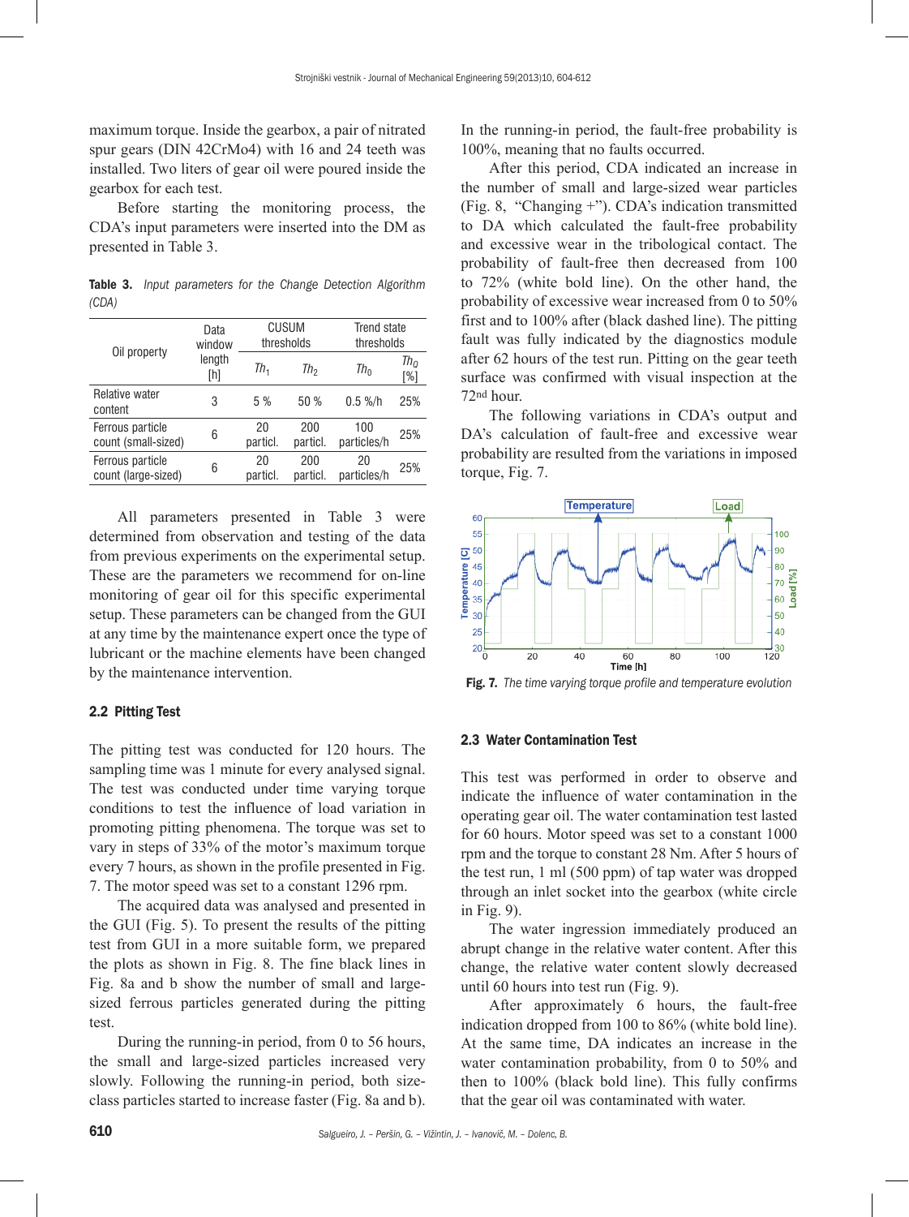maximum torque. Inside the gearbox, a pair of nitrated spur gears (DIN 42CrMo4) with 16 and 24 teeth was installed. Two liters of gear oil were poured inside the gearbox for each test.

Before starting the monitoring process, the CDA's input parameters were inserted into the DM as presented in Table 3.

**Table 3.** *Input parameters for the Change Detection Algorithm (CDA)*

| Oil property | Data window length [h] | CUSUM thresholds | | Trend state thresholds | |
|---|---|---|---|---|---|
| | | $Th_1$ | $Th_2$ | $Th_0$ | $Th_Q$ [%] |
| Relative water content | 3 | 5 % | 50 % | 0.5 %/h | 25% |
| Ferrous particle count (small-sized) | 6 | 20 particl. | 200 particl. | 100 particles/h | 25% |
| Ferrous particle count (large-sized) | 6 | 20 particl. | 200 particl. | 20 particles/h | 25% |

All parameters presented in Table 3 were determined from observation and testing of the data from previous experiments on the experimental setup. These are the parameters we recommend for on-line monitoring of gear oil for this specific experimental setup. These parameters can be changed from the GUI at any time by the maintenance expert once the type of lubricant or the machine elements have been changed by the maintenance intervention.

### 2.2 Pitting Test

The pitting test was conducted for 120 hours. The sampling time was 1 minute for every analysed signal. The test was conducted under time varying torque conditions to test the influence of load variation in promoting pitting phenomena. The torque was set to vary in steps of 33% of the motor's maximum torque every 7 hours, as shown in the profile presented in Fig. 7. The motor speed was set to a constant 1296 rpm.

The acquired data was analysed and presented in the GUI (Fig. 5). To present the results of the pitting test from GUI in a more suitable form, we prepared the plots as shown in Fig. 8. The fine black lines in Fig. 8a and b show the number of small and large-sized ferrous particles generated during the pitting test.

During the running-in period, from 0 to 56 hours, the small and large-sized particles increased very slowly. Following the running-in period, both size-class particles started to increase faster (Fig. 8a and b). In the running-in period, the fault-free probability is 100%, meaning that no faults occurred.

After this period, CDA indicated an increase in the number of small and large-sized wear particles (Fig. 8, "Changing +"). CDA's indication transmitted to DA which calculated the fault-free probability and excessive wear in the tribological contact. The probability of fault-free then decreased from 100 to 72% (white bold line). On the other hand, the probability of excessive wear increased from 0 to 50% first and to 100% after (black dashed line). The pitting fault was fully indicated by the diagnostics module after 62 hours of the test run. Pitting on the gear teeth surface was confirmed with visual inspection at the 72nd hour.

The following variations in CDA's output and DA's calculation of fault-free and excessive wear probability are resulted from the variations in imposed torque, Fig. 7.

**Fig. 7.** *The time varying torque profile and temperature evolution*

### 2.3 Water Contamination Test

This test was performed in order to observe and indicate the influence of water contamination in the operating gear oil. The water contamination test lasted for 60 hours. Motor speed was set to a constant 1000 rpm and the torque to constant 28 Nm. After 5 hours of the test run, 1 ml (500 ppm) of tap water was dropped through an inlet socket into the gearbox (white circle in Fig. 9).

The water ingression immediately produced an abrupt change in the relative water content. After this change, the relative water content slowly decreased until 60 hours into test run (Fig. 9).

After approximately 6 hours, the fault-free indication dropped from 100 to 86% (white bold line). At the same time, DA indicates an increase in the water contamination probability, from 0 to 50% and then to 100% (black bold line). This fully confirms that the gear oil was contaminated with water.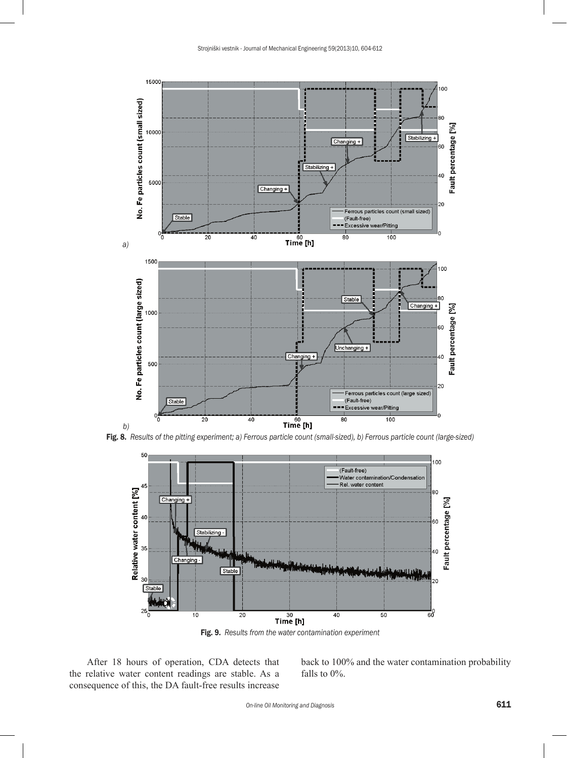a)

b)

**Fig. 8.** *Results of the pitting experiment; a) Ferrous particle count (small-sized), b) Ferrous particle count (large-sized)*

**Fig. 9.** *Results from the water contamination experiment*

After 18 hours of operation, CDA detects that the relative water content readings are stable. As a consequence of this, the DA fault-free results increase back to 100% and the water contamination probability falls to 0%.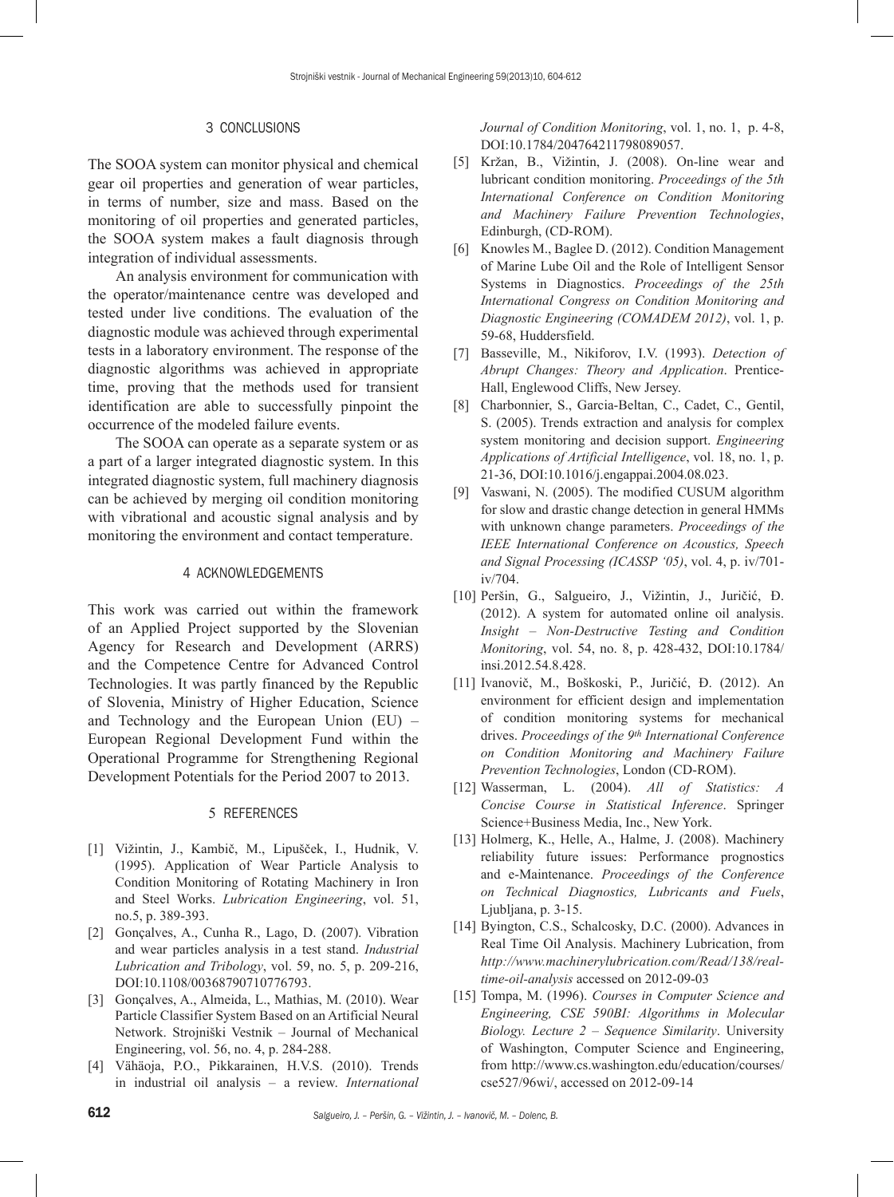## 3 CONCLUSIONS

The SOOA system can monitor physical and chemical gear oil properties and generation of wear particles, in terms of number, size and mass. Based on the monitoring of oil properties and generated particles, the SOOA system makes a fault diagnosis through integration of individual assessments.

An analysis environment for communication with the operator/maintenance centre was developed and tested under live conditions. The evaluation of the diagnostic module was achieved through experimental tests in a laboratory environment. The response of the diagnostic algorithms was achieved in appropriate time, proving that the methods used for transient identification are able to successfully pinpoint the occurrence of the modeled failure events.

The SOOA can operate as a separate system or as a part of a larger integrated diagnostic system. In this integrated diagnostic system, full machinery diagnosis can be achieved by merging oil condition monitoring with vibrational and acoustic signal analysis and by monitoring the environment and contact temperature.

## 4 ACKNOWLEDGEMENTS

This work was carried out within the framework of an Applied Project supported by the Slovenian Agency for Research and Development (ARRS) and the Competence Centre for Advanced Control Technologies. It was partly financed by the Republic of Slovenia, Ministry of Higher Education, Science and Technology and the European Union (EU) – European Regional Development Fund within the Operational Programme for Strengthening Regional Development Potentials for the Period 2007 to 2013.

## 5 REFERENCES

[1] Vižintin, J., Kambič, M., Lipušček, I., Hudnik, V. (1995). Application of Wear Particle Analysis to Condition Monitoring of Rotating Machinery in Iron and Steel Works. *Lubrication Engineering*, vol. 51, no.5, p. 389-393.

[2] Gonçalves, A., Cunha R., Lago, D. (2007). Vibration and wear particles analysis in a test stand. *Industrial Lubrication and Tribology*, vol. 59, no. 5, p. 209-216, DOI:10.1108/00368790710776793.

[3] Gonçalves, A., Almeida, L., Mathias, M. (2010). Wear Particle Classifier System Based on an Artificial Neural Network. Strojniški Vestnik – Journal of Mechanical Engineering, vol. 56, no. 4, p. 284-288.

[4] Vähäoja, P.O., Pikkarainen, H.V.S. (2010). Trends in industrial oil analysis – a review. *International Journal of Condition Monitoring*, vol. 1, no. 1, p. 4-8, DOI:10.1784/204764211798089057.

[5] Kržan, B., Vižintin, J. (2008). On-line wear and lubricant condition monitoring. *Proceedings of the 5th International Conference on Condition Monitoring and Machinery Failure Prevention Technologies*, Edinburgh, (CD-ROM).

[6] Knowles M., Baglee D. (2012). Condition Management of Marine Lube Oil and the Role of Intelligent Sensor Systems in Diagnostics. *Proceedings of the 25th International Congress on Condition Monitoring and Diagnostic Engineering (COMADEM 2012)*, vol. 1, p. 59-68, Huddersfield.

[7] Basseville, M., Nikiforov, I.V. (1993). *Detection of Abrupt Changes: Theory and Application*. Prentice-Hall, Englewood Cliffs, New Jersey.

[8] Charbonnier, S., Garcia-Beltan, C., Cadet, C., Gentil, S. (2005). Trends extraction and analysis for complex system monitoring and decision support. *Engineering Applications of Artificial Intelligence*, vol. 18, no. 1, p. 21-36, DOI:10.1016/j.engappai.2004.08.023.

[9] Vaswani, N. (2005). The modified CUSUM algorithm for slow and drastic change detection in general HMMs with unknown change parameters. *Proceedings of the IEEE International Conference on Acoustics, Speech and Signal Processing (ICASSP '05)*, vol. 4, p. iv/701-iv/704.

[10] Peršin, G., Salgueiro, J., Vižintin, J., Juričić, Đ. (2012). A system for automated online oil analysis. *Insight – Non-Destructive Testing and Condition Monitoring*, vol. 54, no. 8, p. 428-432, DOI:10.1784/insi.2012.54.8.428.

[11] Ivanovič, M., Boškoski, P., Juričić, Đ. (2012). An environment for efficient design and implementation of condition monitoring systems for mechanical drives. *Proceedings of the 9th International Conference on Condition Monitoring and Machinery Failure Prevention Technologies*, London (CD-ROM).

[12] Wasserman, L. (2004). *All of Statistics: A Concise Course in Statistical Inference*. Springer Science+Business Media, Inc., New York.

[13] Holmerg, K., Helle, A., Halme, J. (2008). Machinery reliability future issues: Performance prognostics and e-Maintenance. *Proceedings of the Conference on Technical Diagnostics, Lubricants and Fuels*, Ljubljana, p. 3-15.

[14] Byington, C.S., Schalcosky, D.C. (2000). Advances in Real Time Oil Analysis. Machinery Lubrication, from *http://www.machinerylubrication.com/Read/138/real-time-oil-analysis* accessed on 2012-09-03

[15] Tompa, M. (1996). *Courses in Computer Science and Engineering, CSE 590BI: Algorithms in Molecular Biology. Lecture 2 – Sequence Similarity*. University of Washington, Computer Science and Engineering, from http://www.cs.washington.edu/education/courses/cse527/96wi/, accessed on 2012-09-14